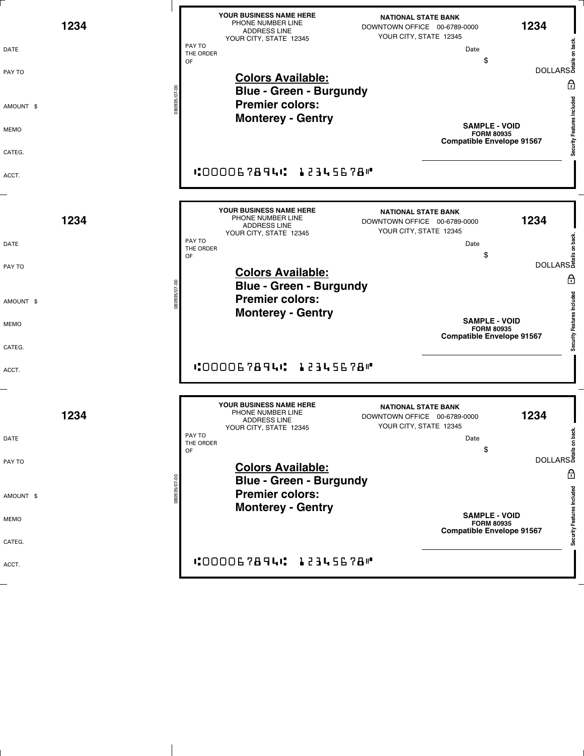**1234**

DATE

PAY TO

AMOUNT $

MEMO

CATEG.

ACCT.

080935/07-00

**YOUR BUSINESS NAME HERE**
PHONE NUMBER LINE
ADDRESS LINE
YOUR CITY, STATE 12345

**NATIONAL STATE BANK**
DOWNTOWN OFFICE 00-6789-0000
YOUR CITY, STATE 12345

**1234**

PAY TO THE ORDER OF

Date

$

DOLLARS

Details on back. Security Features Included

**Colors Available:**
**Blue - Green - Burgundy**
**Premier colors:**
**Monterey - Gentry**

**SAMPLE - VOID**
**FORM 80935**
**Compatible Envelope 91567**

⑆000067894⑆ 12345678⑈

---

**1234**

DATE

PAY TO

AMOUNT $

MEMO

CATEG.

ACCT.

080935/07-00

**YOUR BUSINESS NAME HERE**
PHONE NUMBER LINE
ADDRESS LINE
YOUR CITY, STATE 12345

**NATIONAL STATE BANK**
DOWNTOWN OFFICE 00-6789-0000
YOUR CITY, STATE 12345

**1234**

PAY TO THE ORDER OF

Date

$

DOLLARS

Details on back. Security Features Included

**Colors Available:**
**Blue - Green - Burgundy**
**Premier colors:**
**Monterey - Gentry**

**SAMPLE - VOID**
**FORM 80935**
**Compatible Envelope 91567**

⑆000067894⑆ 12345678⑈

---

**1234**

DATE

PAY TO

AMOUNT $

MEMO

CATEG.

ACCT.

080935/07-00

**YOUR BUSINESS NAME HERE**
PHONE NUMBER LINE
ADDRESS LINE
YOUR CITY, STATE 12345

**NATIONAL STATE BANK**
DOWNTOWN OFFICE 00-6789-0000
YOUR CITY, STATE 12345

**1234**

PAY TO THE ORDER OF

Date

$

DOLLARS

Details on back. Security Features Included

**Colors Available:**
**Blue - Green - Burgundy**
**Premier colors:**
**Monterey - Gentry**

**SAMPLE - VOID**
**FORM 80935**
**Compatible Envelope 91567**

⑆000067894⑆ 12345678⑈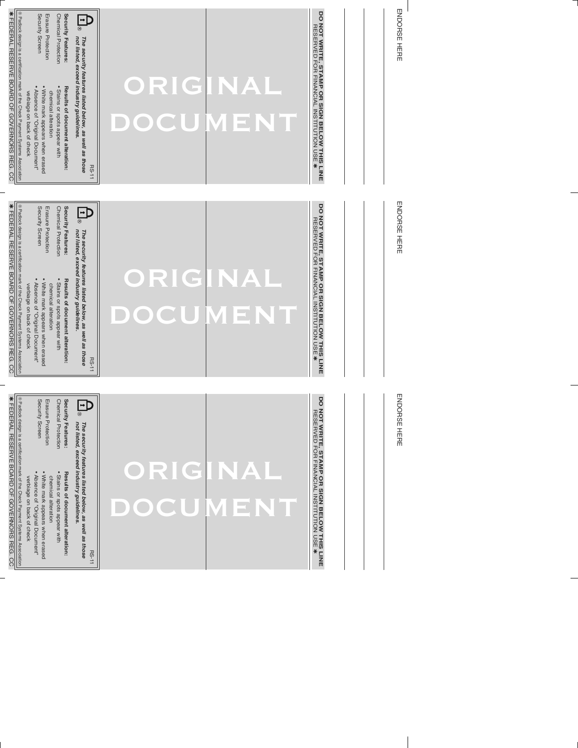ENDORSE HERE

**DO NOT WRITE, STAMP OR SIGN BELOW THIS LINE**
RESERVED FOR FINANCIAL INSTITUTION USE *

ORIGINAL DOCUMENT

RS-11

***The security features listed below, as well as those not listed, exceed industry guidelines.***

| Security Features: | Results of document alteration: |
| --- | --- |
| Chemical Protection | • Stains or spots appear with chemical alteration |
| Erasure Protection | • White mark appears when erased |
| Security Screen | • Absence of "Original Document" verbiage on back of check |

® Padlock design is a certification mark of the Check Payment Systems Association

* FEDERAL RESERVE BOARD OF GOVERNORS REG. CC

ENDORSE HERE

**DO NOT WRITE, STAMP OR SIGN BELOW THIS LINE**
RESERVED FOR FINANCIAL INSTITUTION USE *

ORIGINAL DOCUMENT

RS-11

***The security features listed below, as well as those not listed, exceed industry guidelines.***

| Security Features: | Results of document alteration: |
| --- | --- |
| Chemical Protection | • Stains or spots appear with chemical alteration |
| Erasure Protection | • White mark appears when erased |
| Security Screen | • Absence of "Original Document" verbiage on back of check |

® Padlock design is a certification mark of the Check Payment Systems Association

* FEDERAL RESERVE BOARD OF GOVERNORS REG. CC

ENDORSE HERE

**DO NOT WRITE, STAMP OR SIGN BELOW THIS LINE**
RESERVED FOR FINANCIAL INSTITUTION USE *

ORIGINAL DOCUMENT

RS-11

***The security features listed below, as well as those not listed, exceed industry guidelines.***

| Security Features: | Results of document alteration: |
| --- | --- |
| Chemical Protection | • Stains or spots appear with chemical alteration |
| Erasure Protection | • White mark appears when erased |
| Security Screen | • Absence of "Original Document" verbiage on back of check |

® Padlock design is a certification mark of the Check Payment Systems Association

* FEDERAL RESERVE BOARD OF GOVERNORS REG. CC